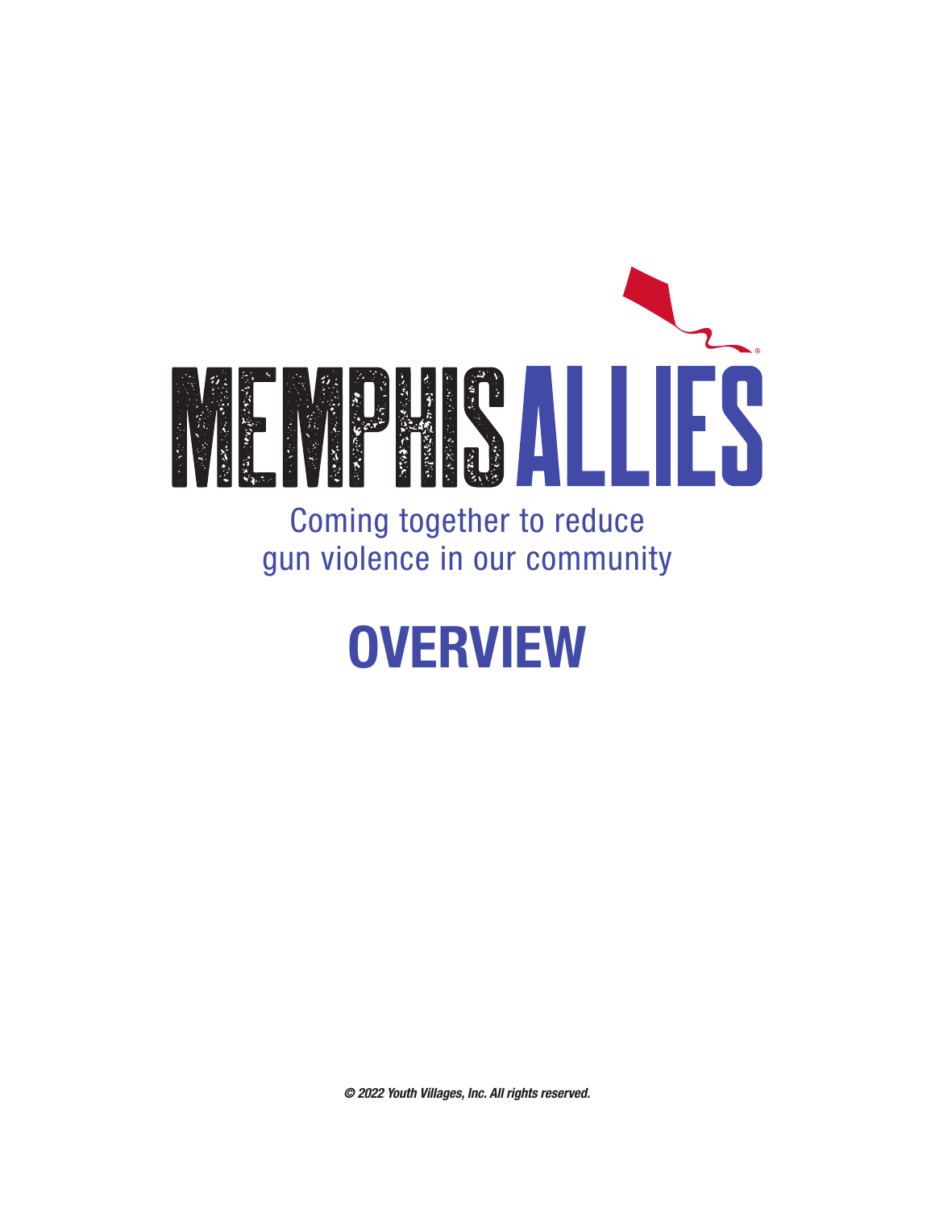# MEMPHIS ALLIES®

Coming together to reduce gun violence in our community

# OVERVIEW

***© 2022 Youth Villages, Inc. All rights reserved.***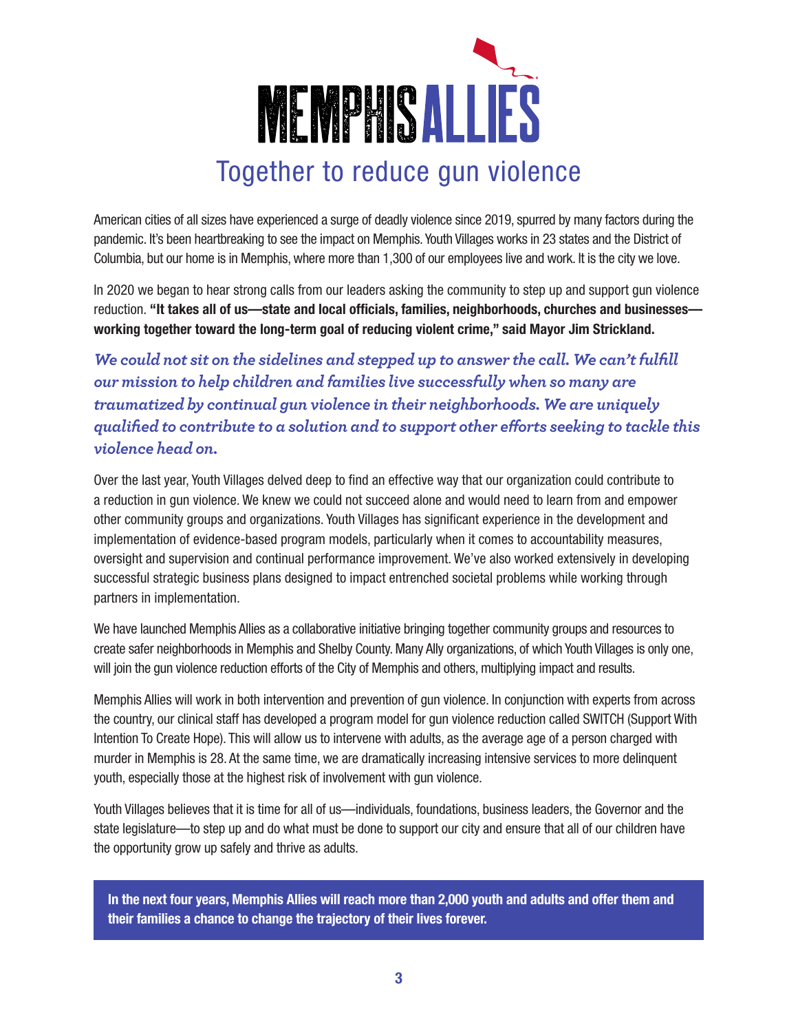# MEMPHIS ALLIES

## Together to reduce gun violence

American cities of all sizes have experienced a surge of deadly violence since 2019, spurred by many factors during the pandemic. It's been heartbreaking to see the impact on Memphis. Youth Villages works in 23 states and the District of Columbia, but our home is in Memphis, where more than 1,300 of our employees live and work. It is the city we love.

In 2020 we began to hear strong calls from our leaders asking the community to step up and support gun violence reduction. **"It takes all of us—state and local officials, families, neighborhoods, churches and businesses—working together toward the long-term goal of reducing violent crime," said Mayor Jim Strickland.**

***We could not sit on the sidelines and stepped up to answer the call. We can't fulfill our mission to help children and families live successfully when so many are traumatized by continual gun violence in their neighborhoods. We are uniquely qualified to contribute to a solution and to support other efforts seeking to tackle this violence head on.***

Over the last year, Youth Villages delved deep to find an effective way that our organization could contribute to a reduction in gun violence. We knew we could not succeed alone and would need to learn from and empower other community groups and organizations. Youth Villages has significant experience in the development and implementation of evidence-based program models, particularly when it comes to accountability measures, oversight and supervision and continual performance improvement. We've also worked extensively in developing successful strategic business plans designed to impact entrenched societal problems while working through partners in implementation.

We have launched Memphis Allies as a collaborative initiative bringing together community groups and resources to create safer neighborhoods in Memphis and Shelby County. Many Ally organizations, of which Youth Villages is only one, will join the gun violence reduction efforts of the City of Memphis and others, multiplying impact and results.

Memphis Allies will work in both intervention and prevention of gun violence. In conjunction with experts from across the country, our clinical staff has developed a program model for gun violence reduction called SWITCH (Support With Intention To Create Hope). This will allow us to intervene with adults, as the average age of a person charged with murder in Memphis is 28. At the same time, we are dramatically increasing intensive services to more delinquent youth, especially those at the highest risk of involvement with gun violence.

Youth Villages believes that it is time for all of us—individuals, foundations, business leaders, the Governor and the state legislature—to step up and do what must be done to support our city and ensure that all of our children have the opportunity grow up safely and thrive as adults.

**In the next four years, Memphis Allies will reach more than 2,000 youth and adults and offer them and their families a chance to change the trajectory of their lives forever.**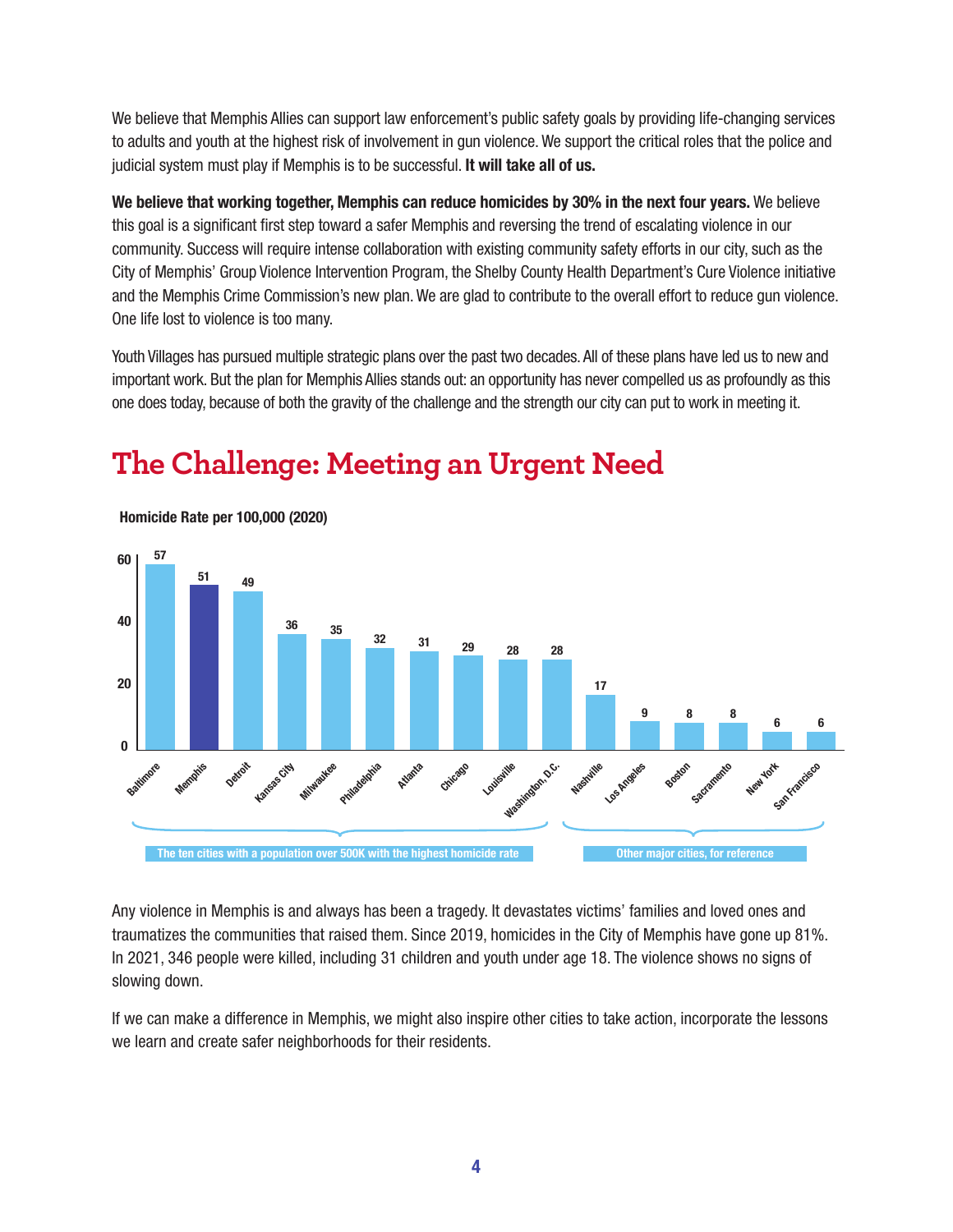We believe that Memphis Allies can support law enforcement's public safety goals by providing life-changing services to adults and youth at the highest risk of involvement in gun violence. We support the critical roles that the police and judicial system must play if Memphis is to be successful. **It will take all of us.**

**We believe that working together, Memphis can reduce homicides by 30% in the next four years.** We believe this goal is a significant first step toward a safer Memphis and reversing the trend of escalating violence in our community. Success will require intense collaboration with existing community safety efforts in our city, such as the City of Memphis' Group Violence Intervention Program, the Shelby County Health Department's Cure Violence initiative and the Memphis Crime Commission's new plan. We are glad to contribute to the overall effort to reduce gun violence. One life lost to violence is too many.

Youth Villages has pursued multiple strategic plans over the past two decades. All of these plans have led us to new and important work. But the plan for Memphis Allies stands out: an opportunity has never compelled us as profoundly as this one does today, because of both the gravity of the challenge and the strength our city can put to work in meeting it.

## The Challenge: Meeting an Urgent Need

**Homicide Rate per 100,000 (2020)**

| City | Homicide Rate per 100,000 (2020) | Group |
|---|---|---|
| Baltimore | 57 | The ten cities with a population over 500K with the highest homicide rate |
| Memphis | 51 | The ten cities with a population over 500K with the highest homicide rate |
| Detroit | 49 | The ten cities with a population over 500K with the highest homicide rate |
| Kansas City | 36 | The ten cities with a population over 500K with the highest homicide rate |
| Milwaukee | 35 | The ten cities with a population over 500K with the highest homicide rate |
| Philadelphia | 32 | The ten cities with a population over 500K with the highest homicide rate |
| Atlanta | 31 | The ten cities with a population over 500K with the highest homicide rate |
| Chicago | 29 | The ten cities with a population over 500K with the highest homicide rate |
| Louisville | 28 | The ten cities with a population over 500K with the highest homicide rate |
| Washington, D.C. | 28 | The ten cities with a population over 500K with the highest homicide rate |
| Nashville | 17 | Other major cities, for reference |
| Los Angeles | 9 | Other major cities, for reference |
| Boston | 8 | Other major cities, for reference |
| Sacramento | 8 | Other major cities, for reference |
| New York | 6 | Other major cities, for reference |
| San Francisco | 6 | Other major cities, for reference |

Any violence in Memphis is and always has been a tragedy. It devastates victims' families and loved ones and traumatizes the communities that raised them. Since 2019, homicides in the City of Memphis have gone up 81%. In 2021, 346 people were killed, including 31 children and youth under age 18. The violence shows no signs of slowing down.

If we can make a difference in Memphis, we might also inspire other cities to take action, incorporate the lessons we learn and create safer neighborhoods for their residents.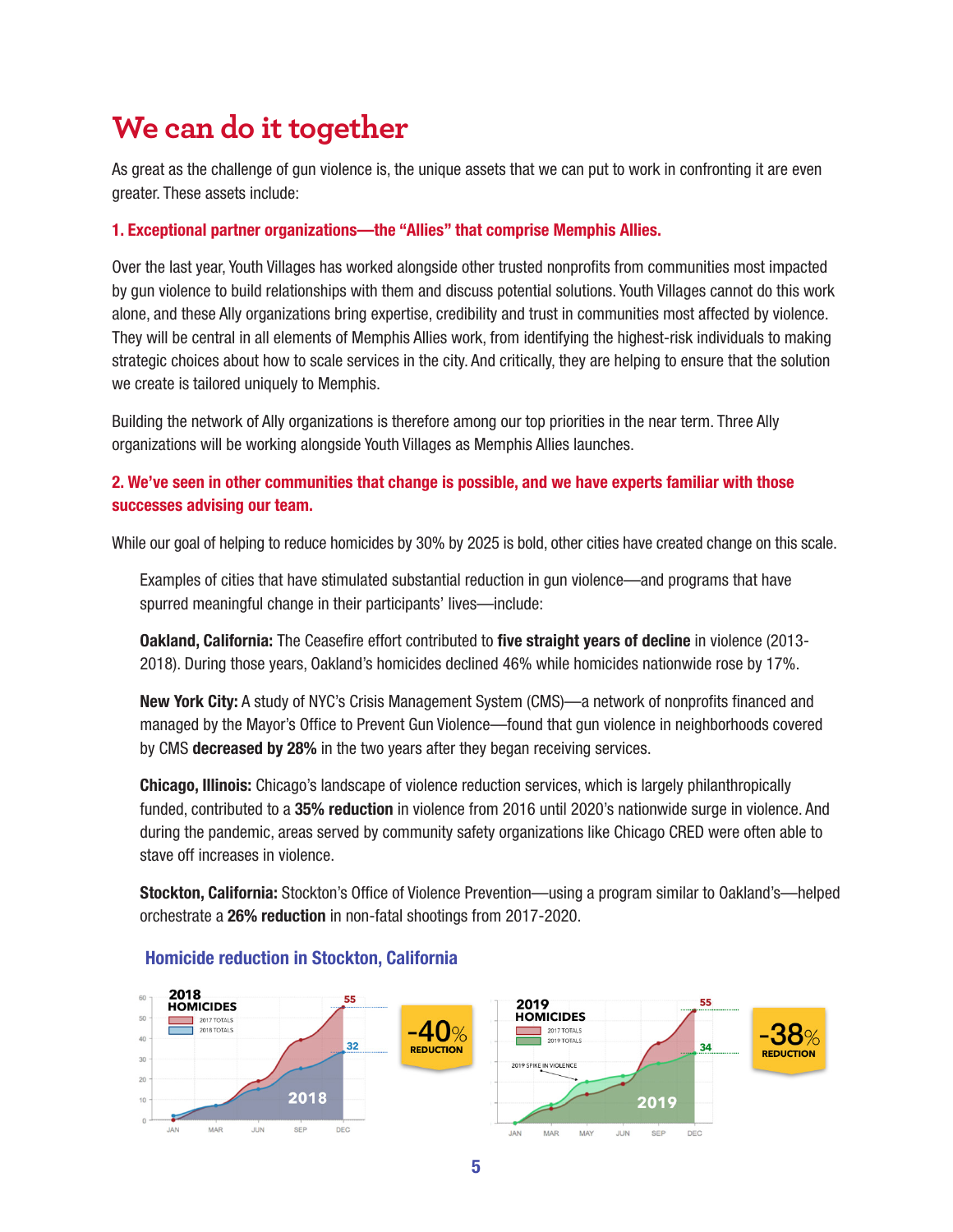# We can do it together

As great as the challenge of gun violence is, the unique assets that we can put to work in confronting it are even greater. These assets include:

### 1. Exceptional partner organizations—the "Allies" that comprise Memphis Allies.

Over the last year, Youth Villages has worked alongside other trusted nonprofits from communities most impacted by gun violence to build relationships with them and discuss potential solutions. Youth Villages cannot do this work alone, and these Ally organizations bring expertise, credibility and trust in communities most affected by violence. They will be central in all elements of Memphis Allies work, from identifying the highest-risk individuals to making strategic choices about how to scale services in the city. And critically, they are helping to ensure that the solution we create is tailored uniquely to Memphis.

Building the network of Ally organizations is therefore among our top priorities in the near term. Three Ally organizations will be working alongside Youth Villages as Memphis Allies launches.

### 2. We've seen in other communities that change is possible, and we have experts familiar with those successes advising our team.

While our goal of helping to reduce homicides by 30% by 2025 is bold, other cities have created change on this scale.

Examples of cities that have stimulated substantial reduction in gun violence—and programs that have spurred meaningful change in their participants' lives—include:

**Oakland, California:** The Ceasefire effort contributed to **five straight years of decline** in violence (2013-2018). During those years, Oakland's homicides declined 46% while homicides nationwide rose by 17%.

**New York City:** A study of NYC's Crisis Management System (CMS)—a network of nonprofits financed and managed by the Mayor's Office to Prevent Gun Violence—found that gun violence in neighborhoods covered by CMS **decreased by 28%** in the two years after they began receiving services.

**Chicago, Illinois:** Chicago's landscape of violence reduction services, which is largely philanthropically funded, contributed to a **35% reduction** in violence from 2016 until 2020's nationwide surge in violence. And during the pandemic, areas served by community safety organizations like Chicago CRED were often able to stave off increases in violence.

**Stockton, California:** Stockton's Office of Violence Prevention—using a program similar to Oakland's—helped orchestrate a **26% reduction** in non-fatal shootings from 2017-2020.

### Homicide reduction in Stockton, California

**2018 HOMICIDES** (2017 totals: 55; 2018 totals: 32) — **-40% REDUCTION**

**2019 HOMICIDES** (2017 totals: 55; 2019 totals: 34; 2019 spike in violence) — **-38% REDUCTION**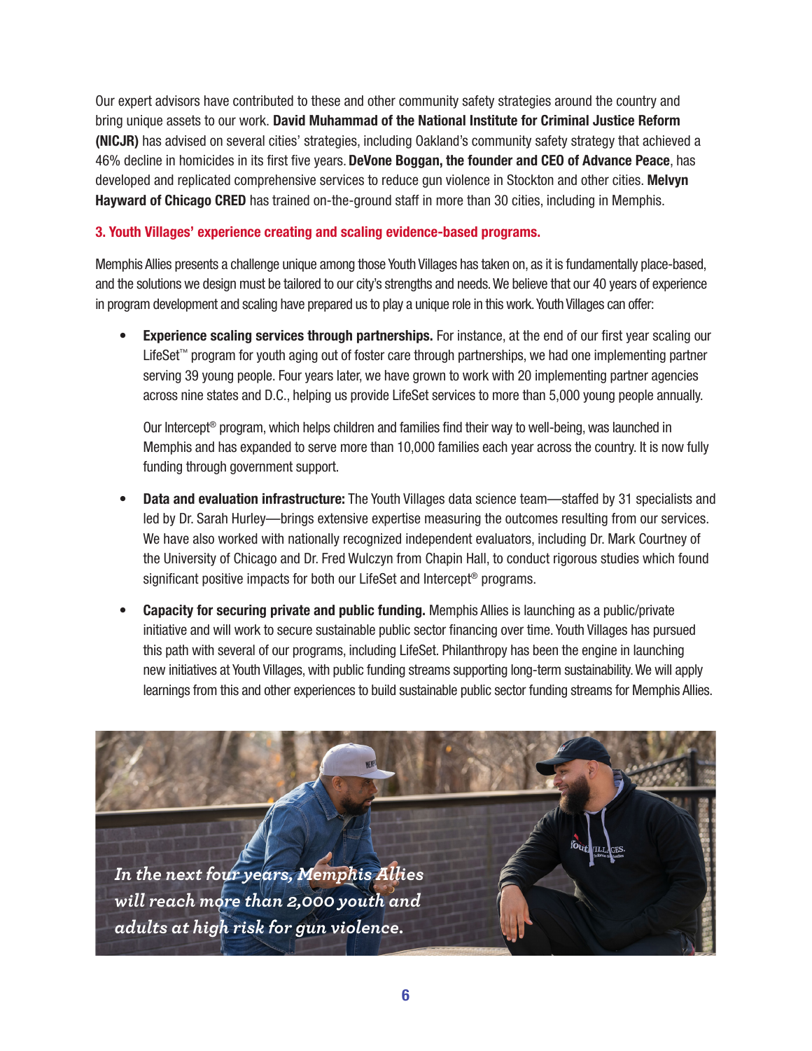Our expert advisors have contributed to these and other community safety strategies around the country and bring unique assets to our work. **David Muhammad of the National Institute for Criminal Justice Reform (NICJR)** has advised on several cities' strategies, including Oakland's community safety strategy that achieved a 46% decline in homicides in its first five years. **DeVone Boggan, the founder and CEO of Advance Peace**, has developed and replicated comprehensive services to reduce gun violence in Stockton and other cities. **Melvyn Hayward of Chicago CRED** has trained on-the-ground staff in more than 30 cities, including in Memphis.

### 3. Youth Villages' experience creating and scaling evidence-based programs.

Memphis Allies presents a challenge unique among those Youth Villages has taken on, as it is fundamentally place-based, and the solutions we design must be tailored to our city's strengths and needs. We believe that our 40 years of experience in program development and scaling have prepared us to play a unique role in this work. Youth Villages can offer:

- **Experience scaling services through partnerships.** For instance, at the end of our first year scaling our LifeSet™ program for youth aging out of foster care through partnerships, we had one implementing partner serving 39 young people. Four years later, we have grown to work with 20 implementing partner agencies across nine states and D.C., helping us provide LifeSet services to more than 5,000 young people annually.

  Our Intercept® program, which helps children and families find their way to well-being, was launched in Memphis and has expanded to serve more than 10,000 families each year across the country. It is now fully funding through government support.

- **Data and evaluation infrastructure:** The Youth Villages data science team—staffed by 31 specialists and led by Dr. Sarah Hurley—brings extensive expertise measuring the outcomes resulting from our services. We have also worked with nationally recognized independent evaluators, including Dr. Mark Courtney of the University of Chicago and Dr. Fred Wulczyn from Chapin Hall, to conduct rigorous studies which found significant positive impacts for both our LifeSet and Intercept® programs.

- **Capacity for securing private and public funding.** Memphis Allies is launching as a public/private initiative and will work to secure sustainable public sector financing over time. Youth Villages has pursued this path with several of our programs, including LifeSet. Philanthropy has been the engine in launching new initiatives at Youth Villages, with public funding streams supporting long-term sustainability. We will apply learnings from this and other experiences to build sustainable public sector funding streams for Memphis Allies.

*In the next four years, Memphis Allies will reach more than 2,000 youth and adults at high risk for gun violence.*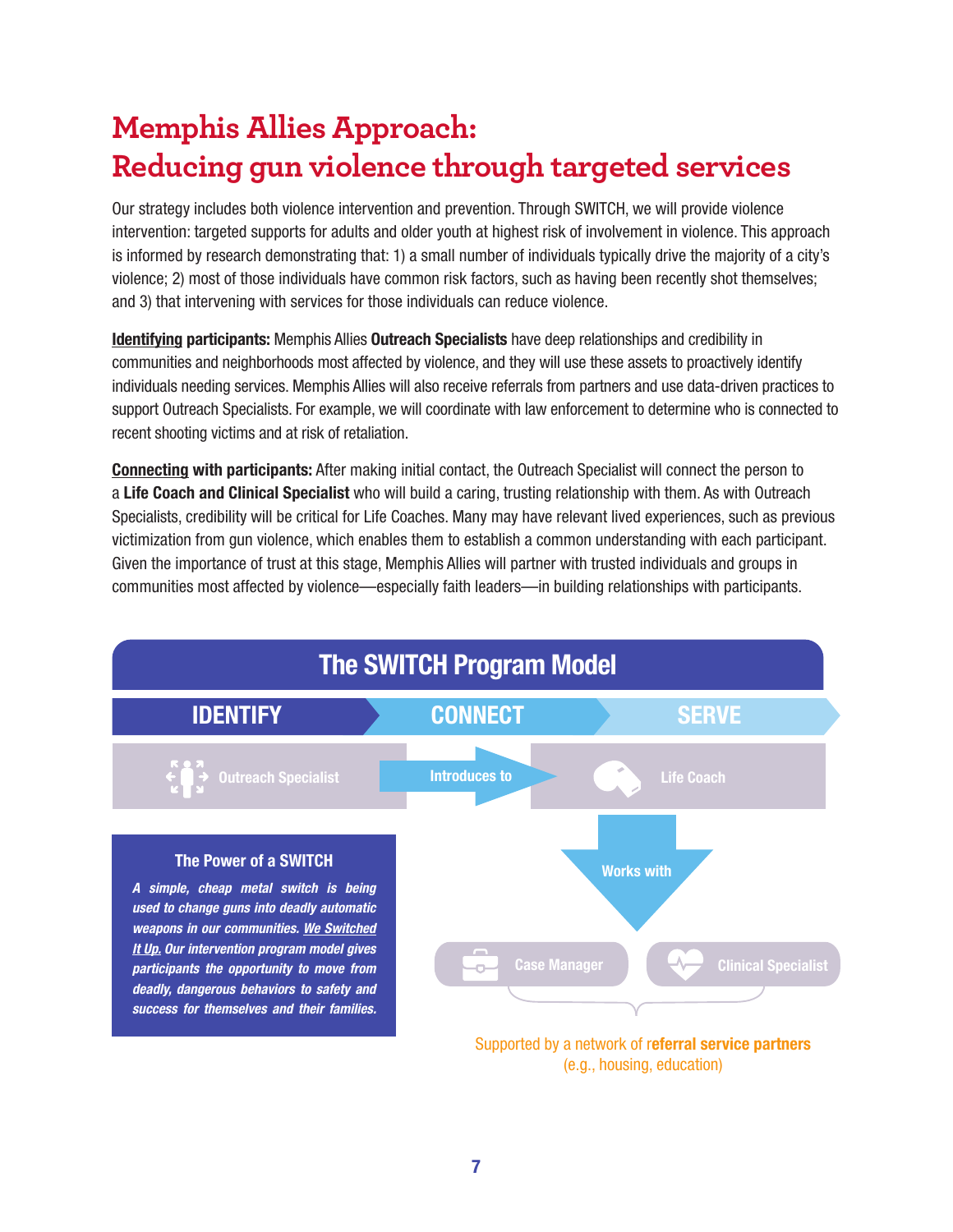# Memphis Allies Approach: Reducing gun violence through targeted services

Our strategy includes both violence intervention and prevention. Through SWITCH, we will provide violence intervention: targeted supports for adults and older youth at highest risk of involvement in violence. This approach is informed by research demonstrating that: 1) a small number of individuals typically drive the majority of a city's violence; 2) most of those individuals have common risk factors, such as having been recently shot themselves; and 3) that intervening with services for those individuals can reduce violence.

**Identifying participants:** Memphis Allies **Outreach Specialists** have deep relationships and credibility in communities and neighborhoods most affected by violence, and they will use these assets to proactively identify individuals needing services. Memphis Allies will also receive referrals from partners and use data-driven practices to support Outreach Specialists. For example, we will coordinate with law enforcement to determine who is connected to recent shooting victims and at risk of retaliation.

**Connecting with participants:** After making initial contact, the Outreach Specialist will connect the person to a **Life Coach and Clinical Specialist** who will build a caring, trusting relationship with them. As with Outreach Specialists, credibility will be critical for Life Coaches. Many may have relevant lived experiences, such as previous victimization from gun violence, which enables them to establish a common understanding with each participant. Given the importance of trust at this stage, Memphis Allies will partner with trusted individuals and groups in communities most affected by violence—especially faith leaders—in building relationships with participants.

## The SWITCH Program Model

**IDENTIFY** → **CONNECT** → **SERVE**

Outreach Specialist → Introduces to → Life Coach

Life Coach → Works with → Case Manager, Clinical Specialist

Supported by a network of **referral service partners** (e.g., housing, education)

### The Power of a SWITCH

*A simple, cheap metal switch is being used to change guns into deadly automatic weapons in our communities. We Switched It Up. Our intervention program model gives participants the opportunity to move from deadly, dangerous behaviors to safety and success for themselves and their families.*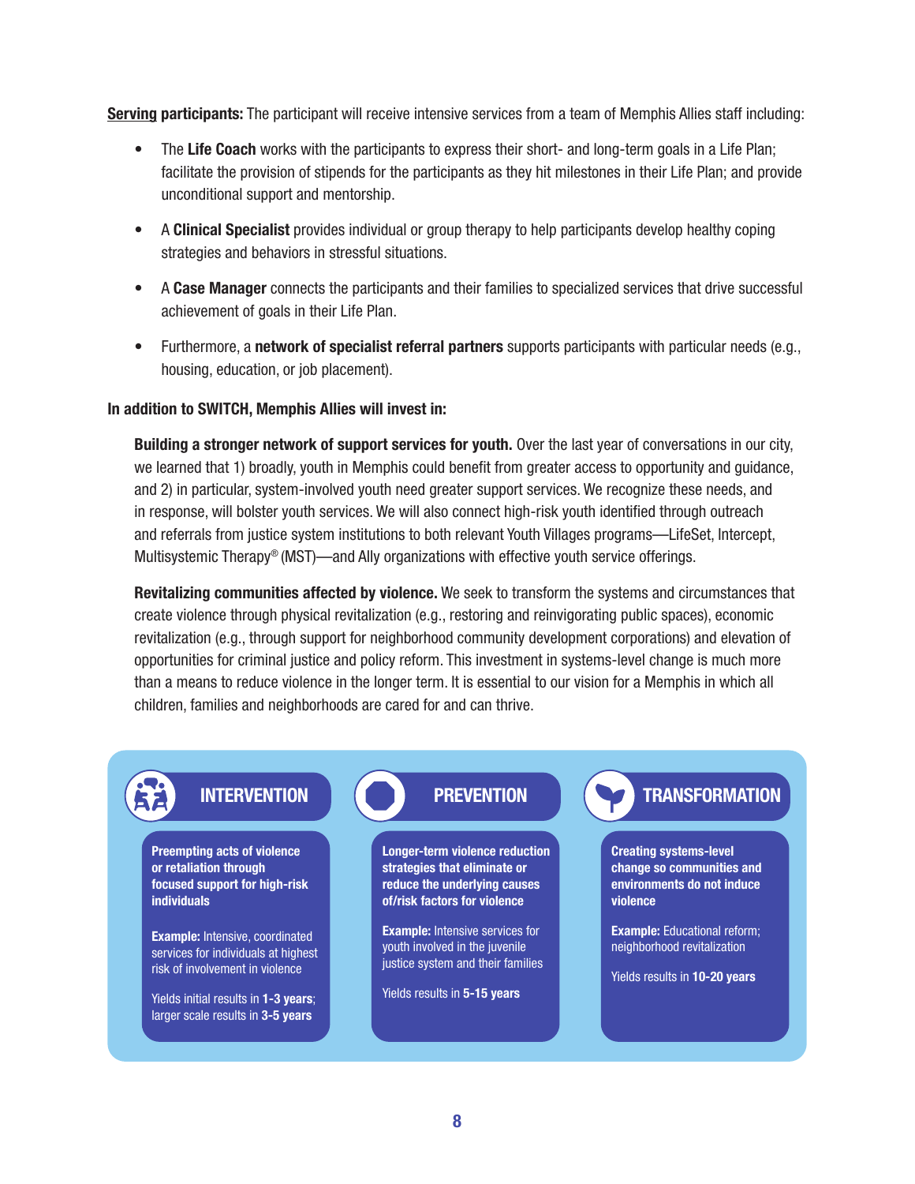**Serving participants:** The participant will receive intensive services from a team of Memphis Allies staff including:

- The **Life Coach** works with the participants to express their short- and long-term goals in a Life Plan; facilitate the provision of stipends for the participants as they hit milestones in their Life Plan; and provide unconditional support and mentorship.
- A **Clinical Specialist** provides individual or group therapy to help participants develop healthy coping strategies and behaviors in stressful situations.
- A **Case Manager** connects the participants and their families to specialized services that drive successful achievement of goals in their Life Plan.
- Furthermore, a **network of specialist referral partners** supports participants with particular needs (e.g., housing, education, or job placement).

**In addition to SWITCH, Memphis Allies will invest in:**

**Building a stronger network of support services for youth.** Over the last year of conversations in our city, we learned that 1) broadly, youth in Memphis could benefit from greater access to opportunity and guidance, and 2) in particular, system-involved youth need greater support services. We recognize these needs, and in response, will bolster youth services. We will also connect high-risk youth identified through outreach and referrals from justice system institutions to both relevant Youth Villages programs—LifeSet, Intercept, Multisystemic Therapy® (MST)—and Ally organizations with effective youth service offerings.

**Revitalizing communities affected by violence.** We seek to transform the systems and circumstances that create violence through physical revitalization (e.g., restoring and reinvigorating public spaces), economic revitalization (e.g., through support for neighborhood community development corporations) and elevation of opportunities for criminal justice and policy reform. This investment in systems-level change is much more than a means to reduce violence in the longer term. It is essential to our vision for a Memphis in which all children, families and neighborhoods are cared for and can thrive.

**INTERVENTION**

**Preempting acts of violence or retaliation through focused support for high-risk individuals**

**Example:** Intensive, coordinated services for individuals at highest risk of involvement in violence

Yields initial results in **1-3 years**; larger scale results in **3-5 years**

**PREVENTION**

**Longer-term violence reduction strategies that eliminate or reduce the underlying causes of/risk factors for violence**

**Example:** Intensive services for youth involved in the juvenile justice system and their families

Yields results in **5-15 years**

**TRANSFORMATION**

**Creating systems-level change so communities and environments do not induce violence**

**Example:** Educational reform; neighborhood revitalization

Yields results in **10-20 years**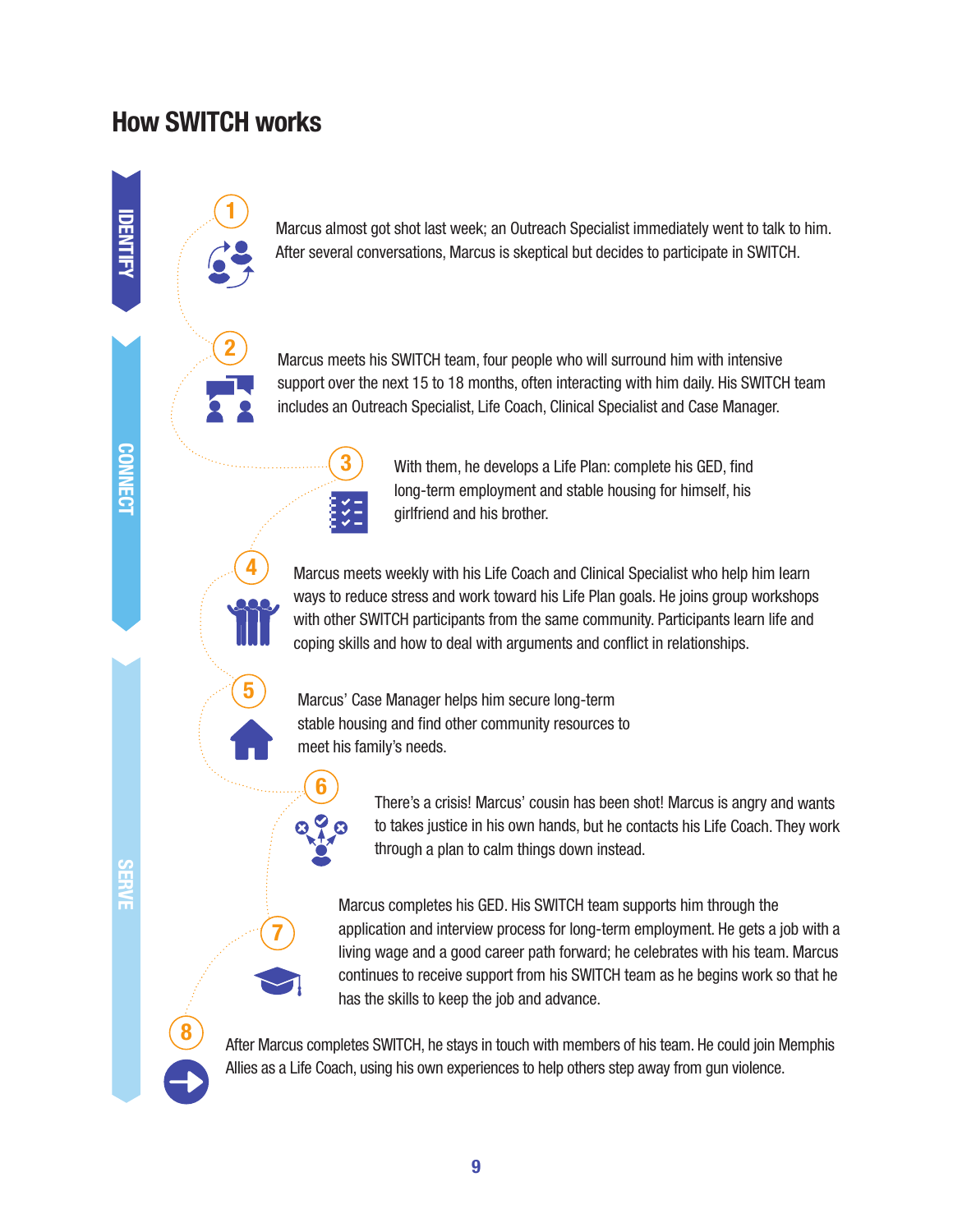## How SWITCH works

**IDENTIFY**

1. Marcus almost got shot last week; an Outreach Specialist immediately went to talk to him. After several conversations, Marcus is skeptical but decides to participate in SWITCH.

**CONNECT**

2. Marcus meets his SWITCH team, four people who will surround him with intensive support over the next 15 to 18 months, often interacting with him daily. His SWITCH team includes an Outreach Specialist, Life Coach, Clinical Specialist and Case Manager.

3. With them, he develops a Life Plan: complete his GED, find long-term employment and stable housing for himself, his girlfriend and his brother.

4. Marcus meets weekly with his Life Coach and Clinical Specialist who help him learn ways to reduce stress and work toward his Life Plan goals. He joins group workshops with other SWITCH participants from the same community. Participants learn life and coping skills and how to deal with arguments and conflict in relationships.

**SERVE**

5. Marcus' Case Manager helps him secure long-term stable housing and find other community resources to meet his family's needs.

6. There's a crisis! Marcus' cousin has been shot! Marcus is angry and wants to takes justice in his own hands, but he contacts his Life Coach. They work through a plan to calm things down instead.

7. Marcus completes his GED. His SWITCH team supports him through the application and interview process for long-term employment. He gets a job with a living wage and a good career path forward; he celebrates with his team. Marcus continues to receive support from his SWITCH team as he begins work so that he has the skills to keep the job and advance.

8. After Marcus completes SWITCH, he stays in touch with members of his team. He could join Memphis Allies as a Life Coach, using his own experiences to help others step away from gun violence.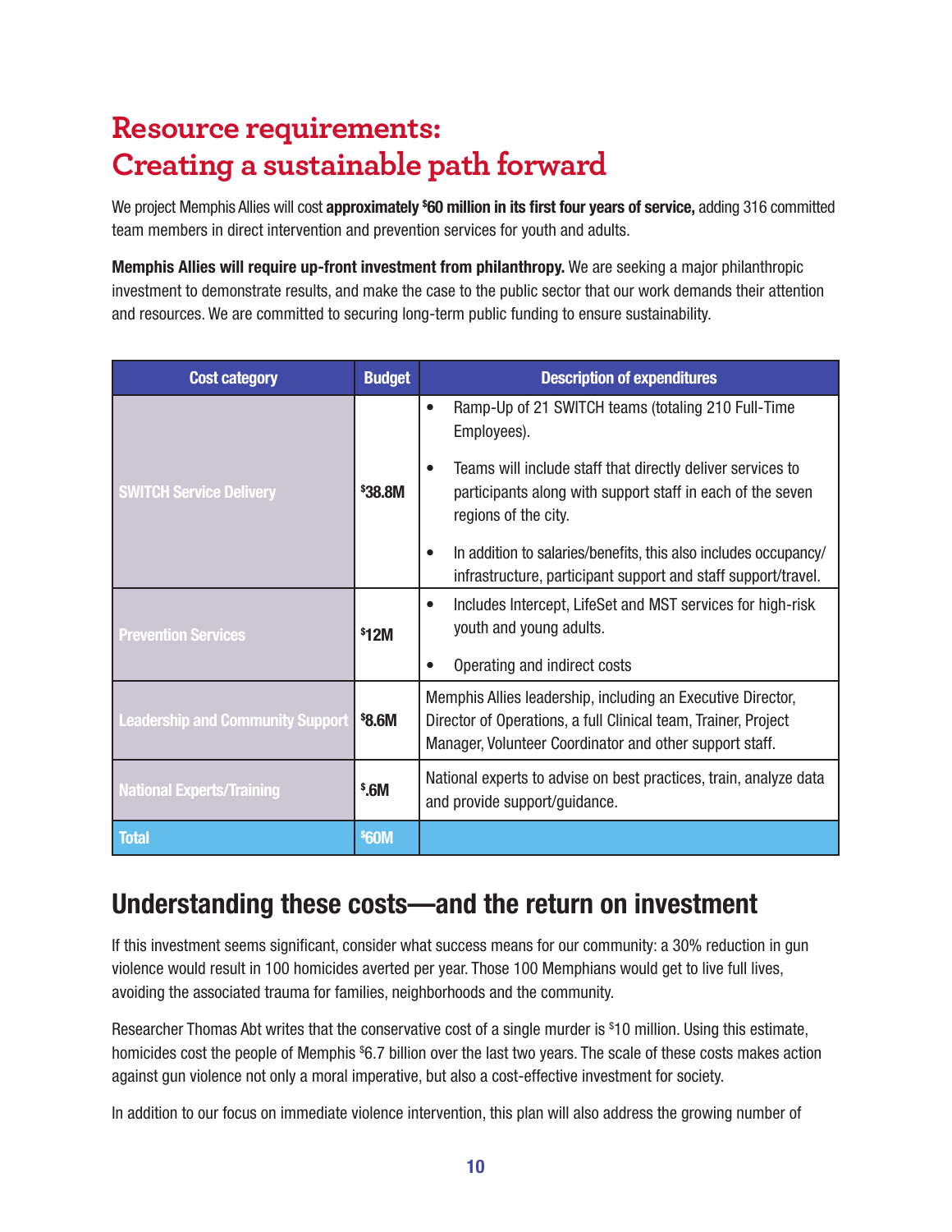# Resource requirements: Creating a sustainable path forward

We project Memphis Allies will cost **approximately $60 million in its first four years of service,** adding 316 committed team members in direct intervention and prevention services for youth and adults.

**Memphis Allies will require up-front investment from philanthropy.** We are seeking a major philanthropic investment to demonstrate results, and make the case to the public sector that our work demands their attention and resources. We are committed to securing long-term public funding to ensure sustainability.

| Cost category | Budget | Description of expenditures |
|---|---|---|
| SWITCH Service Delivery | $38.8M | • Ramp-Up of 21 SWITCH teams (totaling 210 Full-Time Employees).<br>• Teams will include staff that directly deliver services to participants along with support staff in each of the seven regions of the city.<br>• In addition to salaries/benefits, this also includes occupancy/infrastructure, participant support and staff support/travel. |
| Prevention Services | $12M | • Includes Intercept, LifeSet and MST services for high-risk youth and young adults.<br>• Operating and indirect costs |
| Leadership and Community Support | $8.6M | Memphis Allies leadership, including an Executive Director, Director of Operations, a full Clinical team, Trainer, Project Manager, Volunteer Coordinator and other support staff. |
| National Experts/Training | $.6M | National experts to advise on best practices, train, analyze data and provide support/guidance. |
| **Total** | **$60M** | |

## Understanding these costs—and the return on investment

If this investment seems significant, consider what success means for our community: a 30% reduction in gun violence would result in 100 homicides averted per year. Those 100 Memphians would get to live full lives, avoiding the associated trauma for families, neighborhoods and the community.

Researcher Thomas Abt writes that the conservative cost of a single murder is $10 million. Using this estimate, homicides cost the people of Memphis $6.7 billion over the last two years. The scale of these costs makes action against gun violence not only a moral imperative, but also a cost-effective investment for society.

In addition to our focus on immediate violence intervention, this plan will also address the growing number of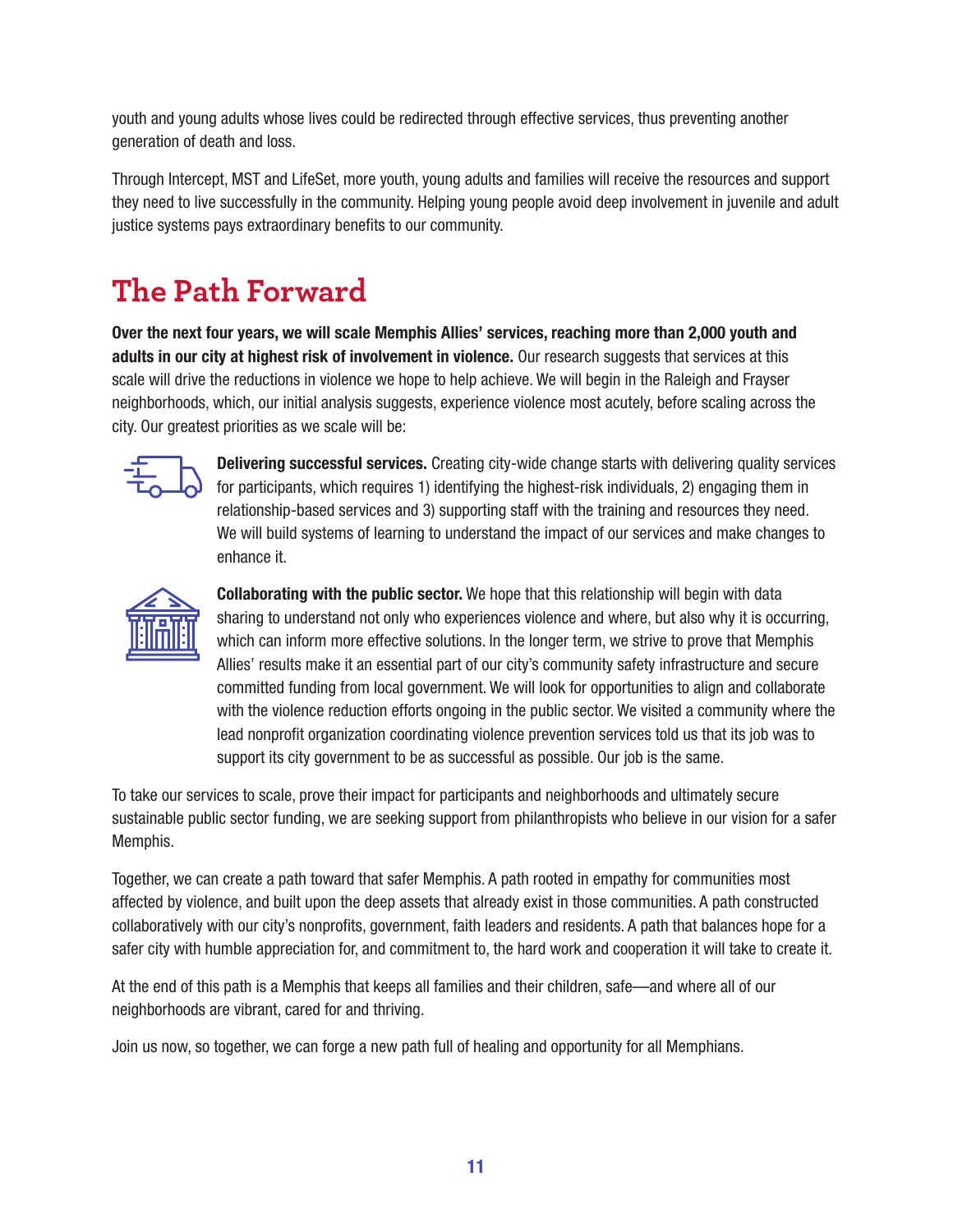youth and young adults whose lives could be redirected through effective services, thus preventing another generation of death and loss.

Through Intercept, MST and LifeSet, more youth, young adults and families will receive the resources and support they need to live successfully in the community. Helping young people avoid deep involvement in juvenile and adult justice systems pays extraordinary benefits to our community.

# The Path Forward

**Over the next four years, we will scale Memphis Allies' services, reaching more than 2,000 youth and adults in our city at highest risk of involvement in violence.** Our research suggests that services at this scale will drive the reductions in violence we hope to help achieve. We will begin in the Raleigh and Frayser neighborhoods, which, our initial analysis suggests, experience violence most acutely, before scaling across the city. Our greatest priorities as we scale will be:

**Delivering successful services.** Creating city-wide change starts with delivering quality services for participants, which requires 1) identifying the highest-risk individuals, 2) engaging them in relationship-based services and 3) supporting staff with the training and resources they need. We will build systems of learning to understand the impact of our services and make changes to enhance it.

**Collaborating with the public sector.** We hope that this relationship will begin with data sharing to understand not only who experiences violence and where, but also why it is occurring, which can inform more effective solutions. In the longer term, we strive to prove that Memphis Allies' results make it an essential part of our city's community safety infrastructure and secure committed funding from local government. We will look for opportunities to align and collaborate with the violence reduction efforts ongoing in the public sector. We visited a community where the lead nonprofit organization coordinating violence prevention services told us that its job was to support its city government to be as successful as possible. Our job is the same.

To take our services to scale, prove their impact for participants and neighborhoods and ultimately secure sustainable public sector funding, we are seeking support from philanthropists who believe in our vision for a safer Memphis.

Together, we can create a path toward that safer Memphis. A path rooted in empathy for communities most affected by violence, and built upon the deep assets that already exist in those communities. A path constructed collaboratively with our city's nonprofits, government, faith leaders and residents. A path that balances hope for a safer city with humble appreciation for, and commitment to, the hard work and cooperation it will take to create it.

At the end of this path is a Memphis that keeps all families and their children, safe—and where all of our neighborhoods are vibrant, cared for and thriving.

Join us now, so together, we can forge a new path full of healing and opportunity for all Memphians.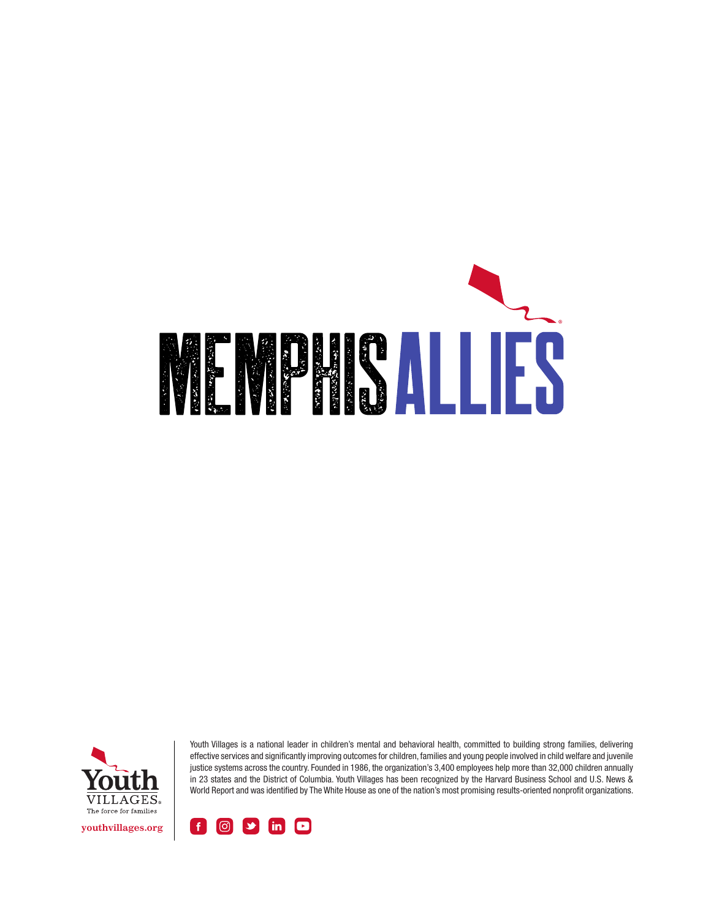MEMPHIS ALLIES

Youth VILLAGES

The force for families

youthvillages.org

Youth Villages is a national leader in children's mental and behavioral health, committed to building strong families, delivering effective services and significantly improving outcomes for children, families and young people involved in child welfare and juvenile justice systems across the country. Founded in 1986, the organization's 3,400 employees help more than 32,000 children annually in 23 states and the District of Columbia. Youth Villages has been recognized by the Harvard Business School and U.S. News & World Report and was identified by The White House as one of the nation's most promising results-oriented nonprofit organizations.